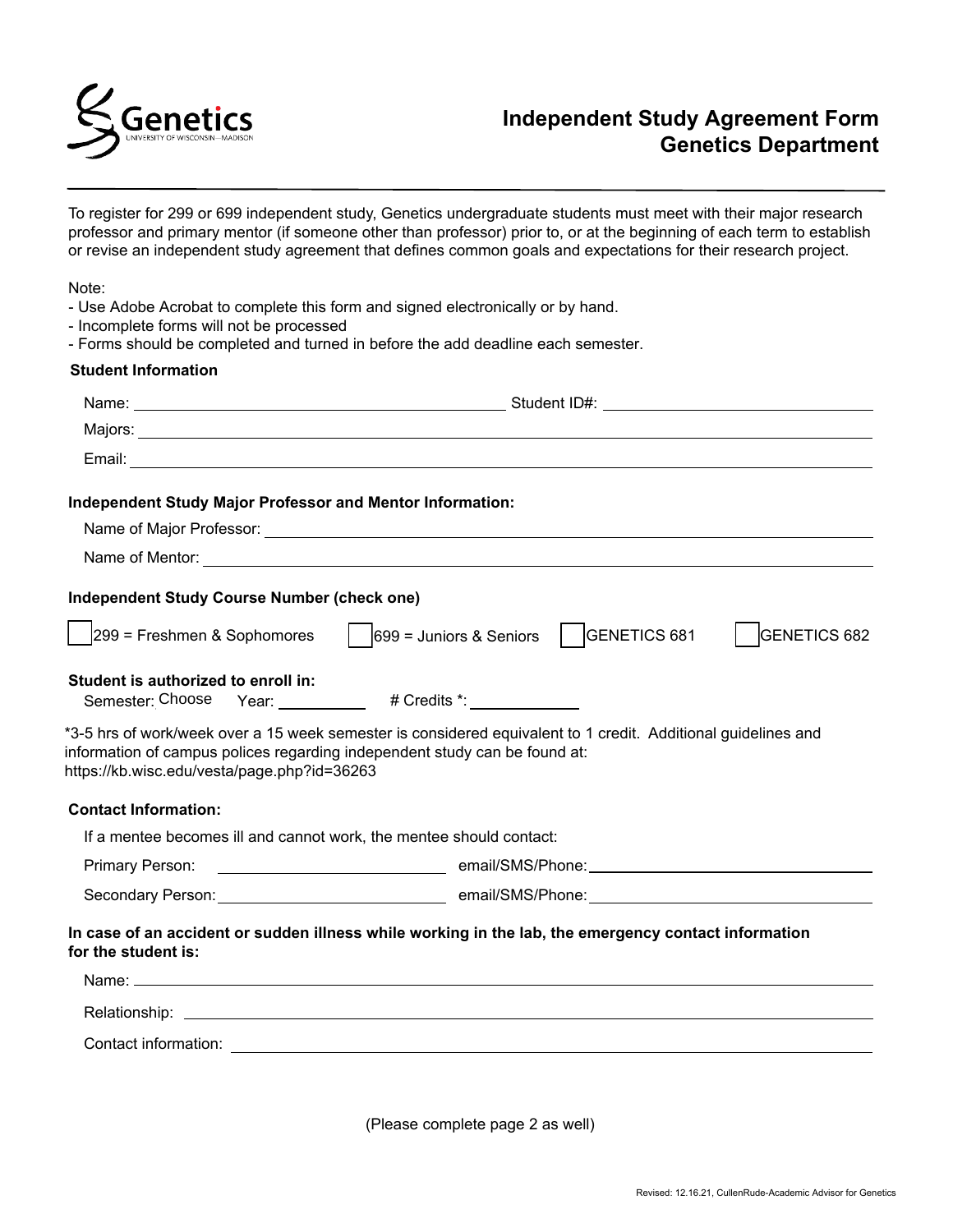# Independent Study Agreement Form
# Genetics Department

To register for 299 or 699 independent study, Genetics undergraduate students must meet with their major research professor and primary mentor (if someone other than professor) prior to, or at the beginning of each term to establish or revise an independent study agreement that defines common goals and expectations for their research project.

Note:
- Use Adobe Acrobat to complete this form and signed electronically or by hand.
- Incomplete forms will not be processed
- Forms should be completed and turned in before the add deadline each semester.

**Student Information**

Name: ______________________ Student ID#: ______________________

Majors: ______________________

Email: ______________________

**Independent Study Major Professor and Mentor Information:**

Name of Major Professor: ______________________

Name of Mentor: ______________________

**Independent Study Course Number (check one)**

☐ 299 = Freshmen & Sophomores ☐ 699 = Juniors & Seniors ☐ GENETICS 681 ☐ GENETICS 682

**Student is authorized to enroll in:**

Semester: Choose Year: __________ # Credits *: __________

*3-5 hrs of work/week over a 15 week semester is considered equivalent to 1 credit. Additional guidelines and information of campus polices regarding independent study can be found at: https://kb.wisc.edu/vesta/page.php?id=36263

**Contact Information:**

If a mentee becomes ill and cannot work, the mentee should contact:

Primary Person: ______________________ email/SMS/Phone: ______________________

Secondary Person: ______________________ email/SMS/Phone: ______________________

**In case of an accident or sudden illness while working in the lab, the emergency contact information for the student is:**

Name: ______________________

Relationship: ______________________

Contact information: ______________________

(Please complete page 2 as well)

Revised: 12.16.21, CullenRude-Academic Advisor for Genetics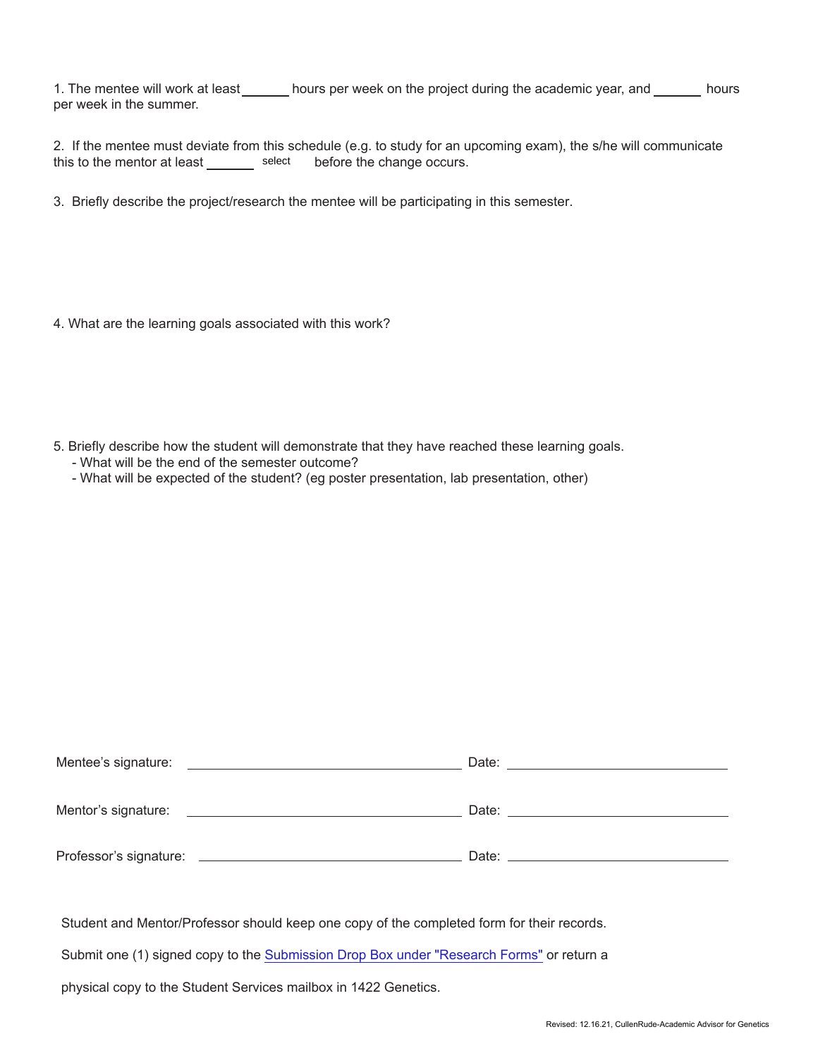1. The mentee will work at least ______ hours per week on the project during the academic year, and ______ hours per week in the summer.

2. If the mentee must deviate from this schedule (e.g. to study for an upcoming exam), the s/he will communicate this to the mentor at least ______ select before the change occurs.

3. Briefly describe the project/research the mentee will be participating in this semester.

4. What are the learning goals associated with this work?

5. Briefly describe how the student will demonstrate that they have reached these learning goals.
   - What will be the end of the semester outcome?
   - What will be expected of the student? (eg poster presentation, lab presentation, other)

Mentee's signature: ______________________________ Date: ______________________

Mentor's signature: ______________________________ Date: ______________________

Professor's signature: ______________________________ Date: ______________________

Student and Mentor/Professor should keep one copy of the completed form for their records.

Submit one (1) signed copy to the Submission Drop Box under "Research Forms" or return a physical copy to the Student Services mailbox in 1422 Genetics.

Revised: 12.16.21, CullenRude-Academic Advisor for Genetics